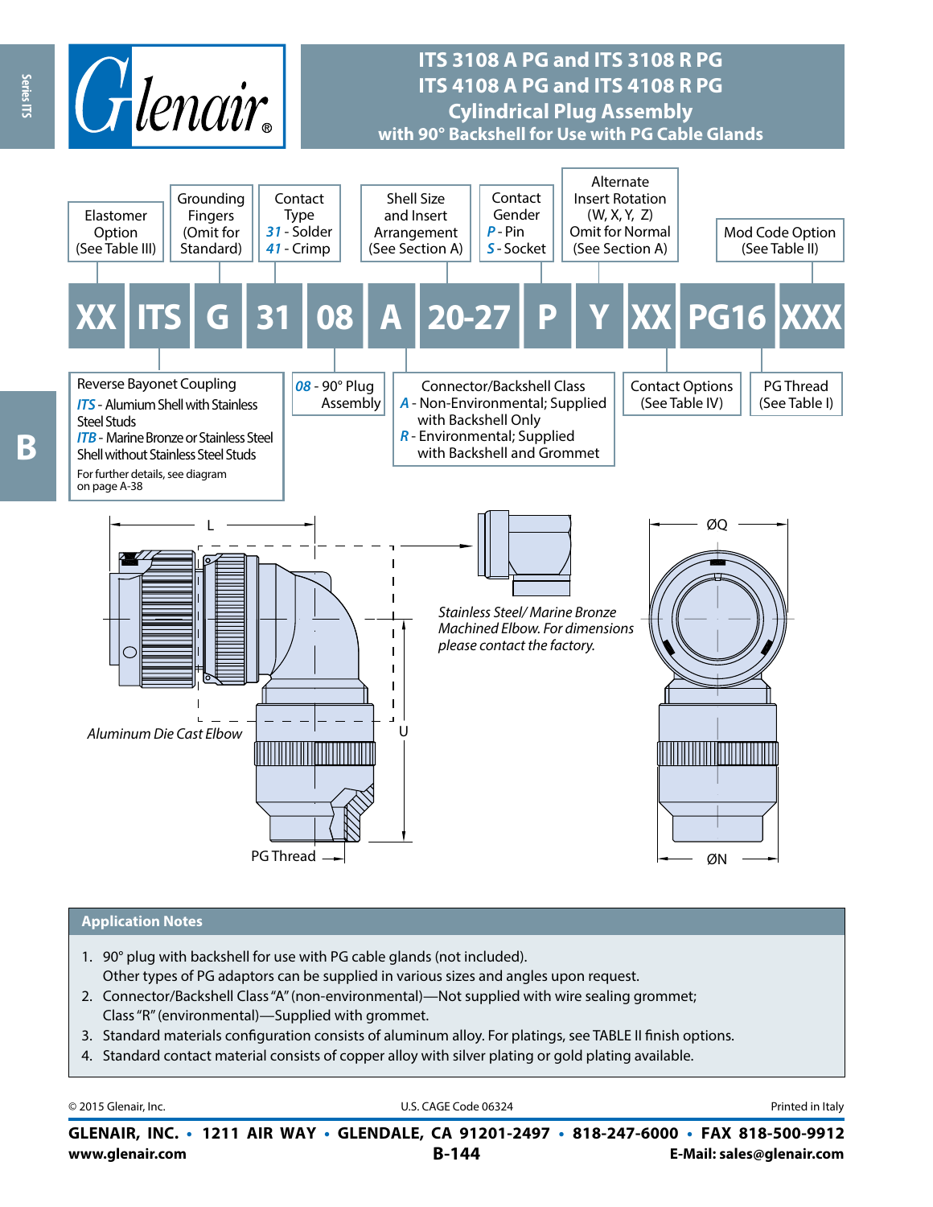# ITS 3108 A PG and ITS 3108 R PG
# ITS 4108 A PG and ITS 4108 R PG
## Cylindrical Plug Assembly
### with 90° Backshell for Use with PG Cable Glands

**XX ITS G 31 08 A 20-27 P Y XX PG16 XXX**

- **Elastomer Option** (See Table III)
- **Grounding Fingers** (Omit for Standard)
- **Contact Type**
  - *31* - Solder
  - *41* - Crimp
- **Shell Size and Insert Arrangement** (See Section A)
- **Contact Gender**
  - *P* - Pin
  - *S* - Socket
- **Alternate Insert Rotation** (W, X, Y, Z) Omit for Normal (See Section A)
- **Mod Code Option** (See Table II)
- **Reverse Bayonet Coupling**
  - *ITS* - Alumium Shell with Stainless Steel Studs
  - *ITB* - Marine Bronze or Stainless Steel Shell without Stainless Steel Studs
  - For further details, see diagram on page A-38
- *08* - 90° Plug Assembly
- **Connector/Backshell Class**
  - *A* - Non-Environmental; Supplied with Backshell Only
  - *R* - Environmental; Supplied with Backshell and Grommet
- **Contact Options** (See Table IV)
- **PG Thread** (See Table I)

L

ØQ

U

ØN

PG Thread

*Aluminum Die Cast Elbow*

*Stainless Steel/ Marine Bronze Machined Elbow. For dimensions please contact the factory.*

## Application Notes

1. 90° plug with backshell for use with PG cable glands (not included). Other types of PG adaptors can be supplied in various sizes and angles upon request.
2. Connector/Backshell Class "A" (non-environmental)—Not supplied with wire sealing grommet; Class "R" (environmental)—Supplied with grommet.
3. Standard materials configuration consists of aluminum alloy. For platings, see TABLE II finish options.
4. Standard contact material consists of copper alloy with silver plating or gold plating available.

© 2015 Glenair, Inc. U.S. CAGE Code 06324 Printed in Italy

**GLENAIR, INC. • 1211 AIR WAY • GLENDALE, CA 91201-2497 • 818-247-6000 • FAX 818-500-9912**
**www.glenair.com** **E-Mail: sales@glenair.com**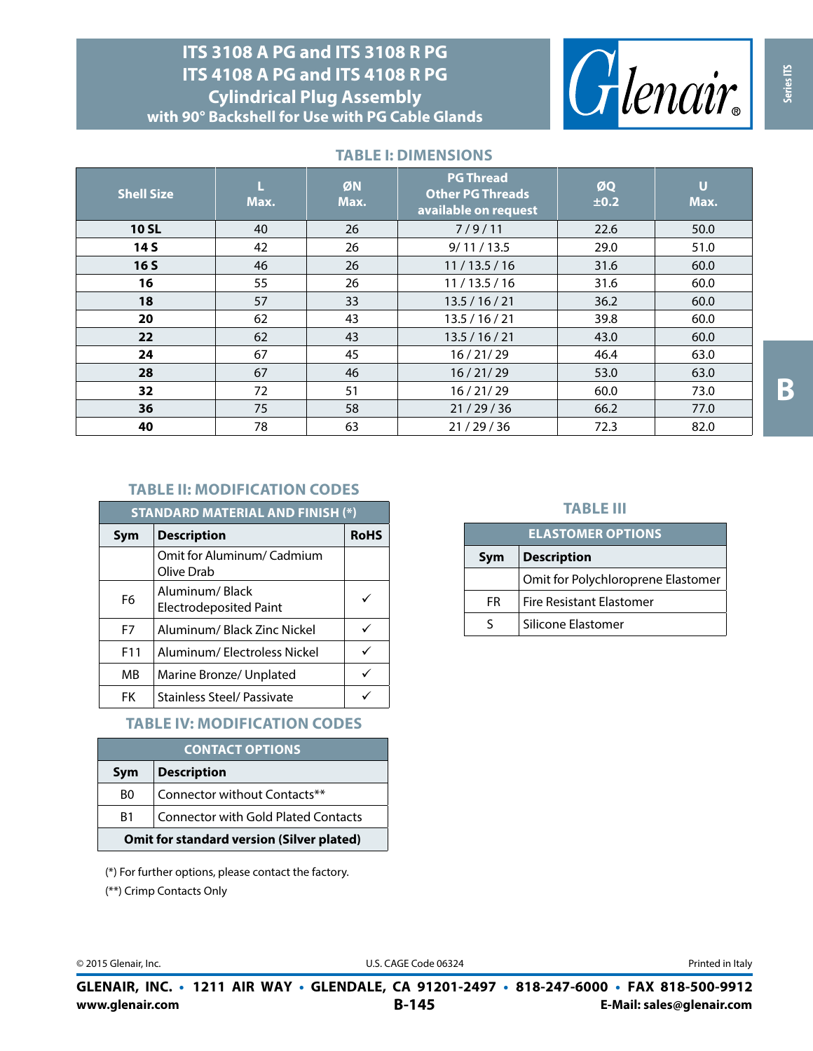# ITS 3108 A PG and ITS 3108 R PG
# ITS 4108 A PG and ITS 4108 R PG
# Cylindrical Plug Assembly
## with 90° Backshell for Use with PG Cable Glands

### TABLE I: DIMENSIONS

| Shell Size | L Max. | ØN Max. | PG Thread Other PG Threads available on request | ØQ ±0.2 | U Max. |
|---|---|---|---|---|---|
| **10 SL** | 40 | 26 | 7 / 9 / 11 | 22.6 | 50.0 |
| **14 S** | 42 | 26 | 9/ 11 / 13.5 | 29.0 | 51.0 |
| **16 S** | 46 | 26 | 11 / 13.5 / 16 | 31.6 | 60.0 |
| **16** | 55 | 26 | 11 / 13.5 / 16 | 31.6 | 60.0 |
| **18** | 57 | 33 | 13.5 / 16 / 21 | 36.2 | 60.0 |
| **20** | 62 | 43 | 13.5 / 16 / 21 | 39.8 | 60.0 |
| **22** | 62 | 43 | 13.5 / 16 / 21 | 43.0 | 60.0 |
| **24** | 67 | 45 | 16 / 21/ 29 | 46.4 | 63.0 |
| **28** | 67 | 46 | 16 / 21/ 29 | 53.0 | 63.0 |
| **32** | 72 | 51 | 16 / 21/ 29 | 60.0 | 73.0 |
| **36** | 75 | 58 | 21 / 29 / 36 | 66.2 | 77.0 |
| **40** | 78 | 63 | 21 / 29 / 36 | 72.3 | 82.0 |

### TABLE II: MODIFICATION CODES

| STANDARD MATERIAL AND FINISH (*) | | |
|---|---|---|
| **Sym** | **Description** | **RoHS** |
| | Omit for Aluminum/ Cadmium Olive Drab | |
| F6 | Aluminum/ Black Electrodeposited Paint | ✓ |
| F7 | Aluminum/ Black Zinc Nickel | ✓ |
| F11 | Aluminum/ Electroless Nickel | ✓ |
| MB | Marine Bronze/ Unplated | ✓ |
| FK | Stainless Steel/ Passivate | ✓ |

### TABLE III

| ELASTOMER OPTIONS | |
|---|---|
| **Sym** | **Description** |
| | Omit for Polychloroprene Elastomer |
| FR | Fire Resistant Elastomer |
| S | Silicone Elastomer |

### TABLE IV: MODIFICATION CODES

| CONTACT OPTIONS | |
|---|---|
| **Sym** | **Description** |
| B0 | Connector without Contacts** |
| B1 | Connector with Gold Plated Contacts |
| **Omit for standard version (Silver plated)** | |

(*) For further options, please contact the factory.

(**) Crimp Contacts Only